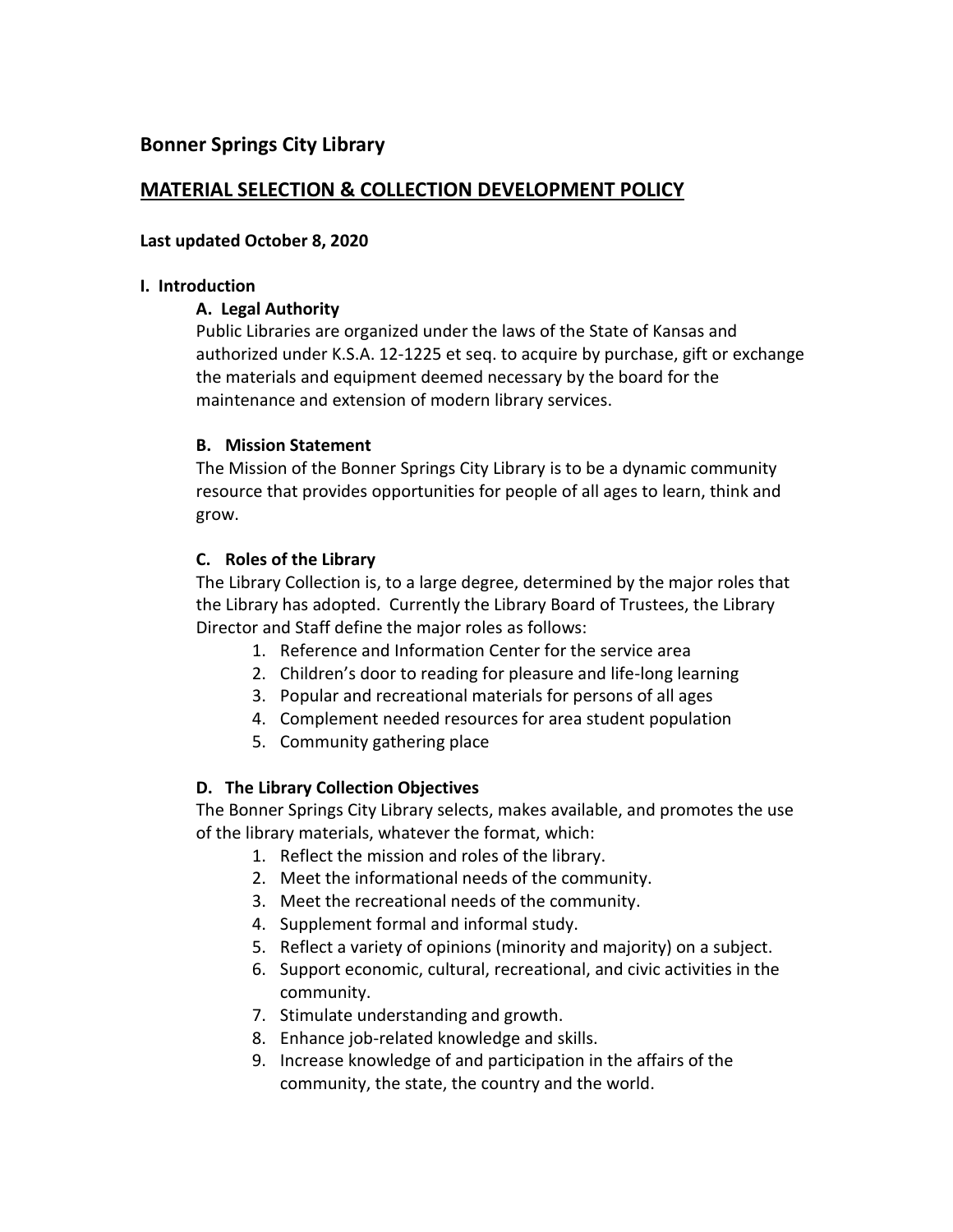## Bonner Springs City Library

# MATERIAL SELECTION & COLLECTION DEVELOPMENT POLICY

**Last updated October 8, 2020**

### I. Introduction

#### A. Legal Authority

Public Libraries are organized under the laws of the State of Kansas and authorized under K.S.A. 12-1225 et seq. to acquire by purchase, gift or exchange the materials and equipment deemed necessary by the board for the maintenance and extension of modern library services.

#### B. Mission Statement

The Mission of the Bonner Springs City Library is to be a dynamic community resource that provides opportunities for people of all ages to learn, think and grow.

#### C. Roles of the Library

The Library Collection is, to a large degree, determined by the major roles that the Library has adopted. Currently the Library Board of Trustees, the Library Director and Staff define the major roles as follows:

1. Reference and Information Center for the service area
2. Children's door to reading for pleasure and life-long learning
3. Popular and recreational materials for persons of all ages
4. Complement needed resources for area student population
5. Community gathering place

#### D. The Library Collection Objectives

The Bonner Springs City Library selects, makes available, and promotes the use of the library materials, whatever the format, which:

1. Reflect the mission and roles of the library.
2. Meet the informational needs of the community.
3. Meet the recreational needs of the community.
4. Supplement formal and informal study.
5. Reflect a variety of opinions (minority and majority) on a subject.
6. Support economic, cultural, recreational, and civic activities in the community.
7. Stimulate understanding and growth.
8. Enhance job-related knowledge and skills.
9. Increase knowledge of and participation in the affairs of the community, the state, the country and the world.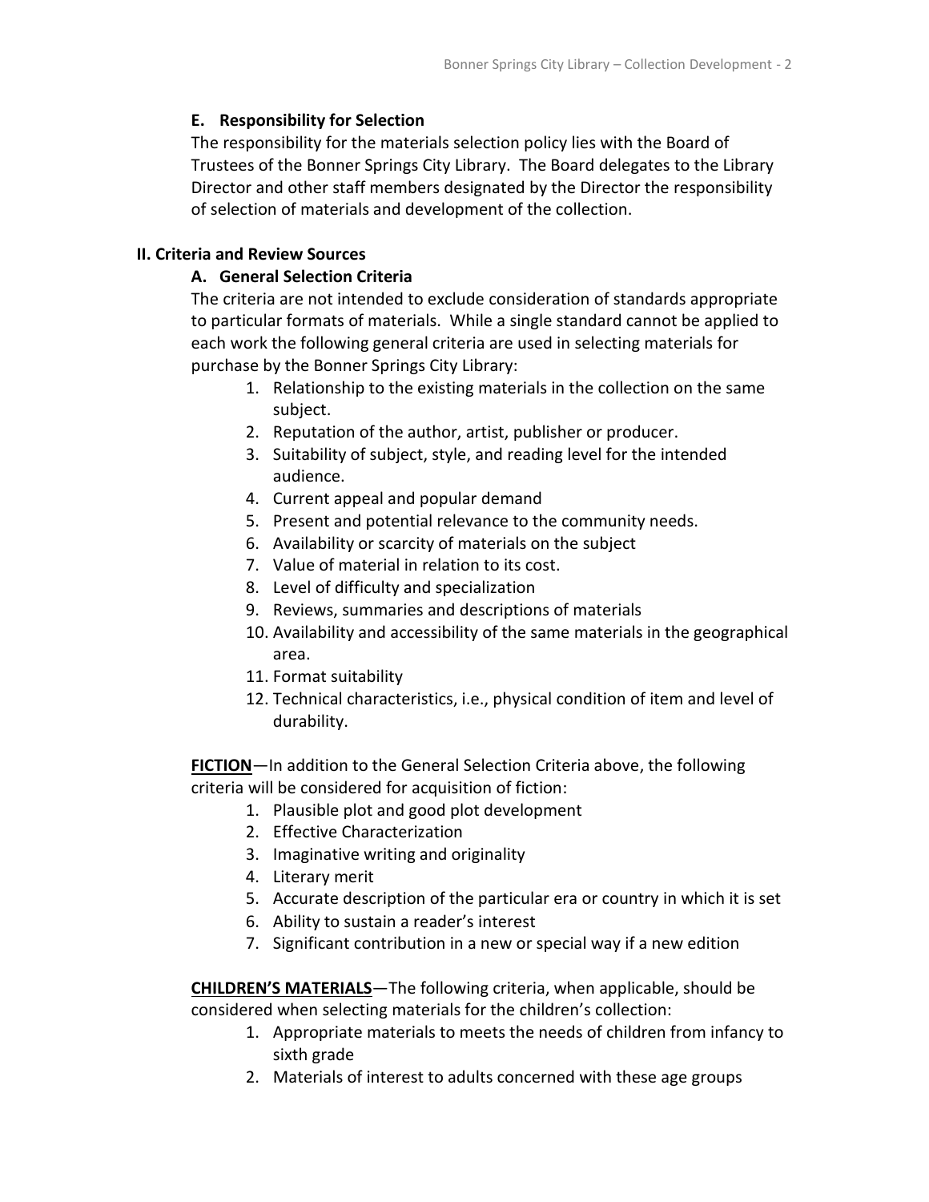### E. Responsibility for Selection

The responsibility for the materials selection policy lies with the Board of Trustees of the Bonner Springs City Library. The Board delegates to the Library Director and other staff members designated by the Director the responsibility of selection of materials and development of the collection.

## II. Criteria and Review Sources

### A. General Selection Criteria

The criteria are not intended to exclude consideration of standards appropriate to particular formats of materials. While a single standard cannot be applied to each work the following general criteria are used in selecting materials for purchase by the Bonner Springs City Library:

1. Relationship to the existing materials in the collection on the same subject.
2. Reputation of the author, artist, publisher or producer.
3. Suitability of subject, style, and reading level for the intended audience.
4. Current appeal and popular demand
5. Present and potential relevance to the community needs.
6. Availability or scarcity of materials on the subject
7. Value of material in relation to its cost.
8. Level of difficulty and specialization
9. Reviews, summaries and descriptions of materials
10. Availability and accessibility of the same materials in the geographical area.
11. Format suitability
12. Technical characteristics, i.e., physical condition of item and level of durability.

**FICTION**—In addition to the General Selection Criteria above, the following criteria will be considered for acquisition of fiction:

1. Plausible plot and good plot development
2. Effective Characterization
3. Imaginative writing and originality
4. Literary merit
5. Accurate description of the particular era or country in which it is set
6. Ability to sustain a reader's interest
7. Significant contribution in a new or special way if a new edition

**CHILDREN'S MATERIALS**—The following criteria, when applicable, should be considered when selecting materials for the children's collection:

1. Appropriate materials to meets the needs of children from infancy to sixth grade
2. Materials of interest to adults concerned with these age groups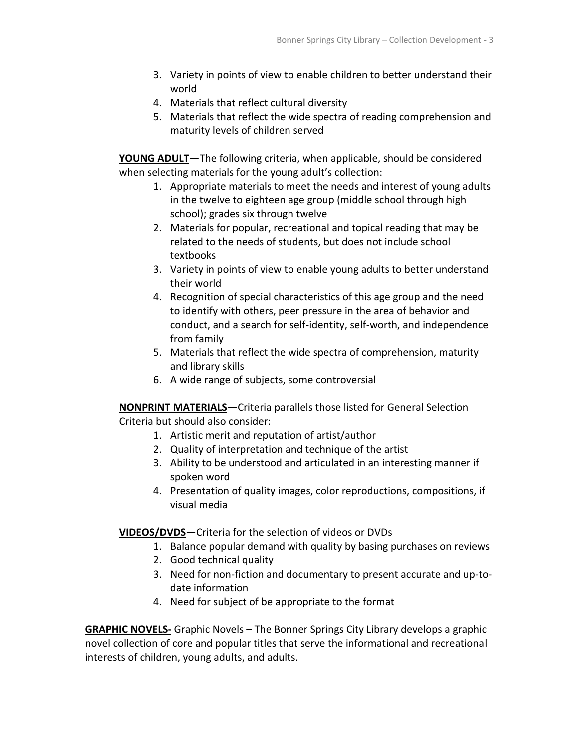3. Variety in points of view to enable children to better understand their world
4. Materials that reflect cultural diversity
5. Materials that reflect the wide spectra of reading comprehension and maturity levels of children served

**YOUNG ADULT**—The following criteria, when applicable, should be considered when selecting materials for the young adult's collection:

1. Appropriate materials to meet the needs and interest of young adults in the twelve to eighteen age group (middle school through high school); grades six through twelve
2. Materials for popular, recreational and topical reading that may be related to the needs of students, but does not include school textbooks
3. Variety in points of view to enable young adults to better understand their world
4. Recognition of special characteristics of this age group and the need to identify with others, peer pressure in the area of behavior and conduct, and a search for self-identity, self-worth, and independence from family
5. Materials that reflect the wide spectra of comprehension, maturity and library skills
6. A wide range of subjects, some controversial

**NONPRINT MATERIALS**—Criteria parallels those listed for General Selection Criteria but should also consider:

1. Artistic merit and reputation of artist/author
2. Quality of interpretation and technique of the artist
3. Ability to be understood and articulated in an interesting manner if spoken word
4. Presentation of quality images, color reproductions, compositions, if visual media

**VIDEOS/DVDS**—Criteria for the selection of videos or DVDs

1. Balance popular demand with quality by basing purchases on reviews
2. Good technical quality
3. Need for non-fiction and documentary to present accurate and up-to-date information
4. Need for subject of be appropriate to the format

**GRAPHIC NOVELS-** Graphic Novels – The Bonner Springs City Library develops a graphic novel collection of core and popular titles that serve the informational and recreational interests of children, young adults, and adults.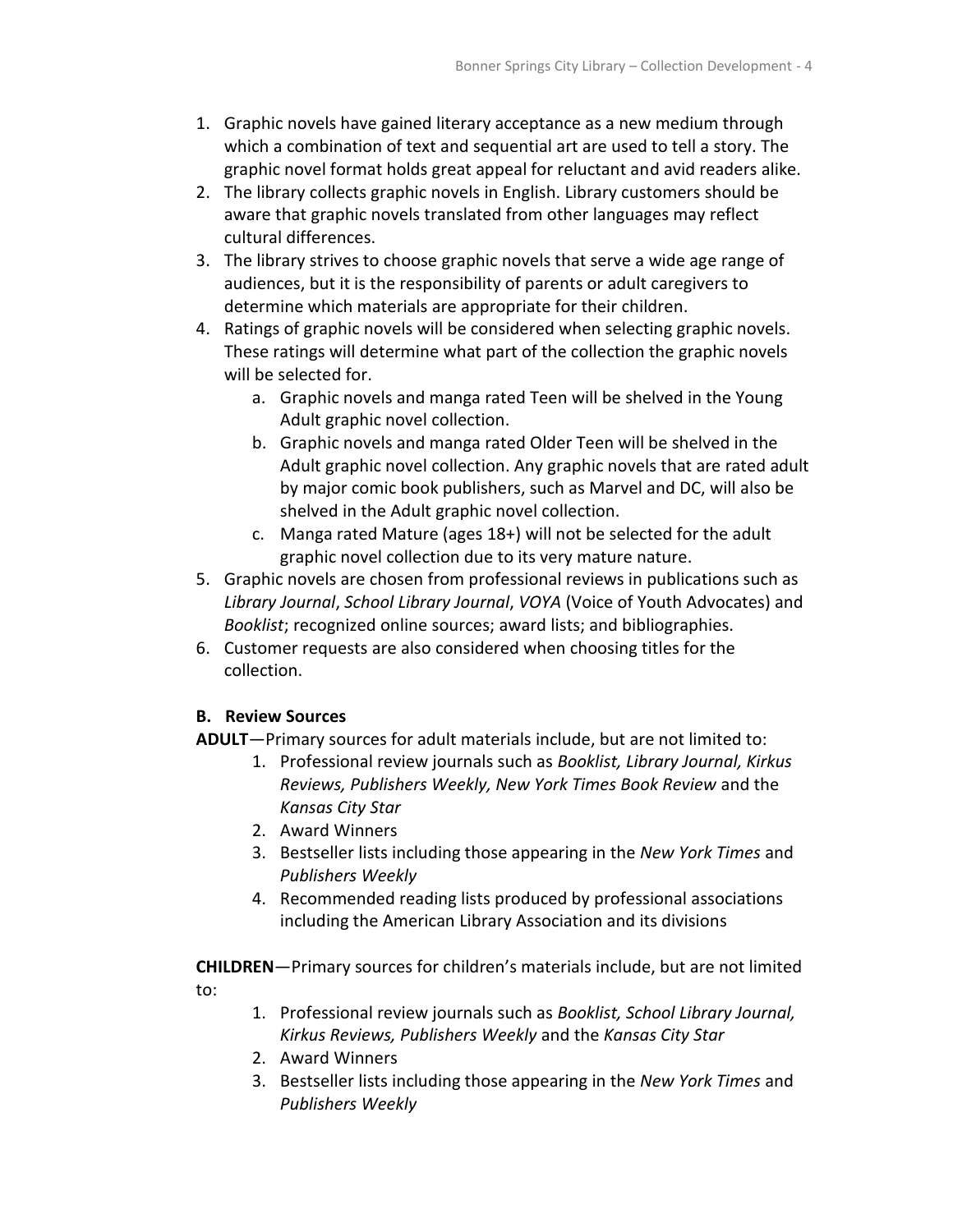1. Graphic novels have gained literary acceptance as a new medium through which a combination of text and sequential art are used to tell a story. The graphic novel format holds great appeal for reluctant and avid readers alike.
2. The library collects graphic novels in English. Library customers should be aware that graphic novels translated from other languages may reflect cultural differences.
3. The library strives to choose graphic novels that serve a wide age range of audiences, but it is the responsibility of parents or adult caregivers to determine which materials are appropriate for their children.
4. Ratings of graphic novels will be considered when selecting graphic novels. These ratings will determine what part of the collection the graphic novels will be selected for.
    a. Graphic novels and manga rated Teen will be shelved in the Young Adult graphic novel collection.
    b. Graphic novels and manga rated Older Teen will be shelved in the Adult graphic novel collection. Any graphic novels that are rated adult by major comic book publishers, such as Marvel and DC, will also be shelved in the Adult graphic novel collection.
    c. Manga rated Mature (ages 18+) will not be selected for the adult graphic novel collection due to its very mature nature.
5. Graphic novels are chosen from professional reviews in publications such as *Library Journal*, *School Library Journal*, *VOYA* (Voice of Youth Advocates) and *Booklist*; recognized online sources; award lists; and bibliographies.
6. Customer requests are also considered when choosing titles for the collection.

**B. Review Sources**

**ADULT**—Primary sources for adult materials include, but are not limited to:

1. Professional review journals such as *Booklist, Library Journal, Kirkus Reviews, Publishers Weekly, New York Times Book Review* and the *Kansas City Star*
2. Award Winners
3. Bestseller lists including those appearing in the *New York Times* and *Publishers Weekly*
4. Recommended reading lists produced by professional associations including the American Library Association and its divisions

**CHILDREN**—Primary sources for children's materials include, but are not limited to:

1. Professional review journals such as *Booklist, School Library Journal, Kirkus Reviews, Publishers Weekly* and the *Kansas City Star*
2. Award Winners
3. Bestseller lists including those appearing in the *New York Times* and *Publishers Weekly*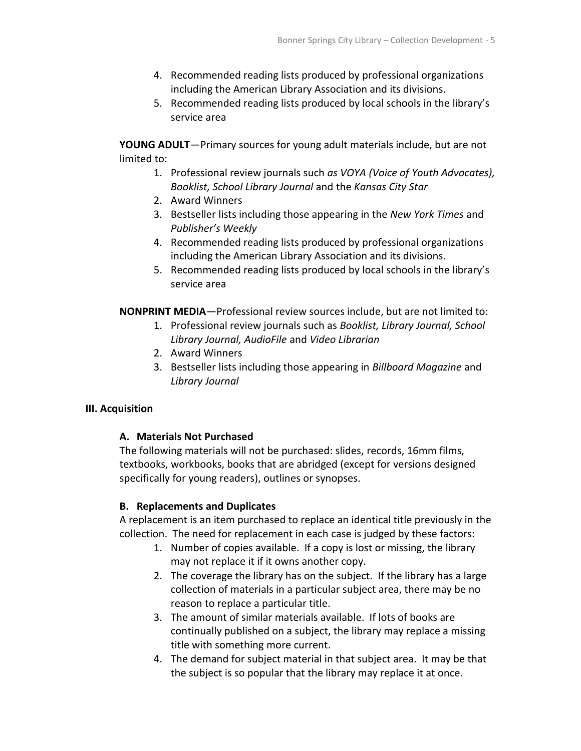4. Recommended reading lists produced by professional organizations including the American Library Association and its divisions.
5. Recommended reading lists produced by local schools in the library's service area

**YOUNG ADULT**—Primary sources for young adult materials include, but are not limited to:

1. Professional review journals such *as VOYA (Voice of Youth Advocates), Booklist, School Library Journal* and the *Kansas City Star*
2. Award Winners
3. Bestseller lists including those appearing in the *New York Times* and *Publisher's Weekly*
4. Recommended reading lists produced by professional organizations including the American Library Association and its divisions.
5. Recommended reading lists produced by local schools in the library's service area

**NONPRINT MEDIA**—Professional review sources include, but are not limited to:

1. Professional review journals such as *Booklist, Library Journal, School Library Journal, AudioFile* and *Video Librarian*
2. Award Winners
3. Bestseller lists including those appearing in *Billboard Magazine* and *Library Journal*

## III. Acquisition

### A. Materials Not Purchased

The following materials will not be purchased: slides, records, 16mm films, textbooks, workbooks, books that are abridged (except for versions designed specifically for young readers), outlines or synopses.

### B. Replacements and Duplicates

A replacement is an item purchased to replace an identical title previously in the collection. The need for replacement in each case is judged by these factors:

1. Number of copies available. If a copy is lost or missing, the library may not replace it if it owns another copy.
2. The coverage the library has on the subject. If the library has a large collection of materials in a particular subject area, there may be no reason to replace a particular title.
3. The amount of similar materials available. If lots of books are continually published on a subject, the library may replace a missing title with something more current.
4. The demand for subject material in that subject area. It may be that the subject is so popular that the library may replace it at once.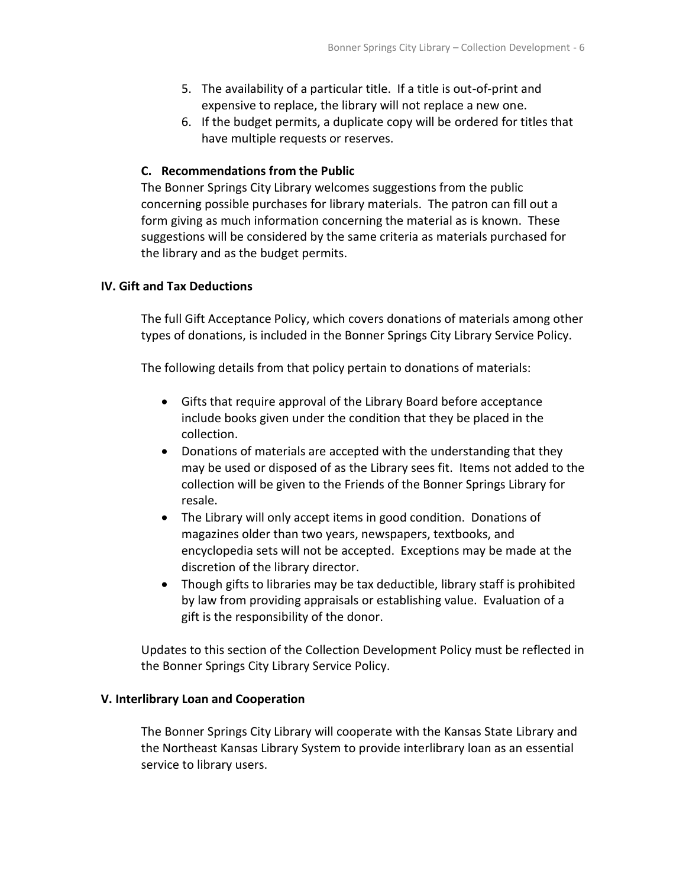5. The availability of a particular title. If a title is out-of-print and expensive to replace, the library will not replace a new one.
6. If the budget permits, a duplicate copy will be ordered for titles that have multiple requests or reserves.

### C. Recommendations from the Public

The Bonner Springs City Library welcomes suggestions from the public concerning possible purchases for library materials. The patron can fill out a form giving as much information concerning the material as is known. These suggestions will be considered by the same criteria as materials purchased for the library and as the budget permits.

## IV. Gift and Tax Deductions

The full Gift Acceptance Policy, which covers donations of materials among other types of donations, is included in the Bonner Springs City Library Service Policy.

The following details from that policy pertain to donations of materials:

- Gifts that require approval of the Library Board before acceptance include books given under the condition that they be placed in the collection.
- Donations of materials are accepted with the understanding that they may be used or disposed of as the Library sees fit. Items not added to the collection will be given to the Friends of the Bonner Springs Library for resale.
- The Library will only accept items in good condition. Donations of magazines older than two years, newspapers, textbooks, and encyclopedia sets will not be accepted. Exceptions may be made at the discretion of the library director.
- Though gifts to libraries may be tax deductible, library staff is prohibited by law from providing appraisals or establishing value. Evaluation of a gift is the responsibility of the donor.

Updates to this section of the Collection Development Policy must be reflected in the Bonner Springs City Library Service Policy.

## V. Interlibrary Loan and Cooperation

The Bonner Springs City Library will cooperate with the Kansas State Library and the Northeast Kansas Library System to provide interlibrary loan as an essential service to library users.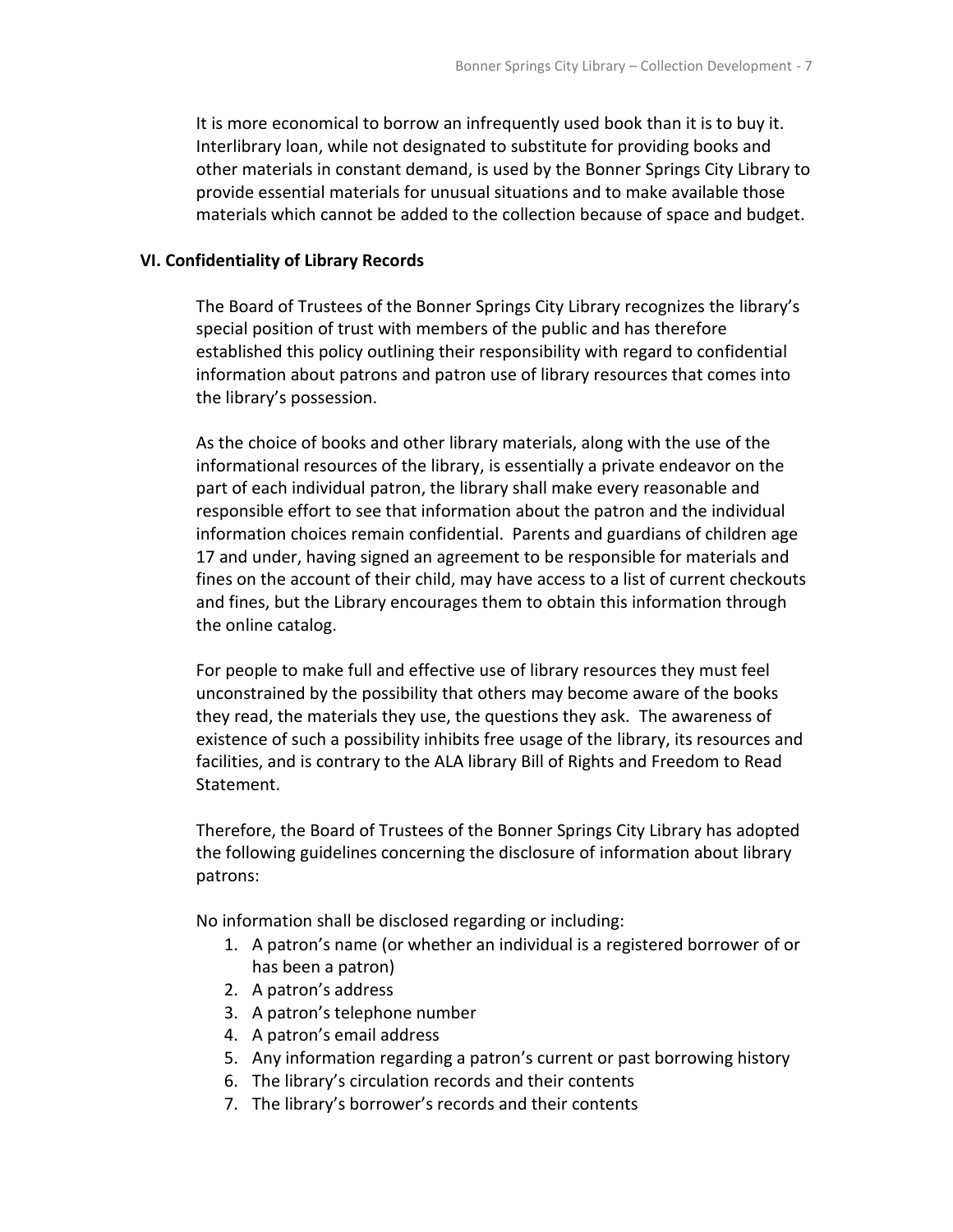It is more economical to borrow an infrequently used book than it is to buy it. Interlibrary loan, while not designated to substitute for providing books and other materials in constant demand, is used by the Bonner Springs City Library to provide essential materials for unusual situations and to make available those materials which cannot be added to the collection because of space and budget.

## VI. Confidentiality of Library Records

The Board of Trustees of the Bonner Springs City Library recognizes the library's special position of trust with members of the public and has therefore established this policy outlining their responsibility with regard to confidential information about patrons and patron use of library resources that comes into the library's possession.

As the choice of books and other library materials, along with the use of the informational resources of the library, is essentially a private endeavor on the part of each individual patron, the library shall make every reasonable and responsible effort to see that information about the patron and the individual information choices remain confidential. Parents and guardians of children age 17 and under, having signed an agreement to be responsible for materials and fines on the account of their child, may have access to a list of current checkouts and fines, but the Library encourages them to obtain this information through the online catalog.

For people to make full and effective use of library resources they must feel unconstrained by the possibility that others may become aware of the books they read, the materials they use, the questions they ask. The awareness of existence of such a possibility inhibits free usage of the library, its resources and facilities, and is contrary to the ALA library Bill of Rights and Freedom to Read Statement.

Therefore, the Board of Trustees of the Bonner Springs City Library has adopted the following guidelines concerning the disclosure of information about library patrons:

No information shall be disclosed regarding or including:

1. A patron's name (or whether an individual is a registered borrower of or has been a patron)
2. A patron's address
3. A patron's telephone number
4. A patron's email address
5. Any information regarding a patron's current or past borrowing history
6. The library's circulation records and their contents
7. The library's borrower's records and their contents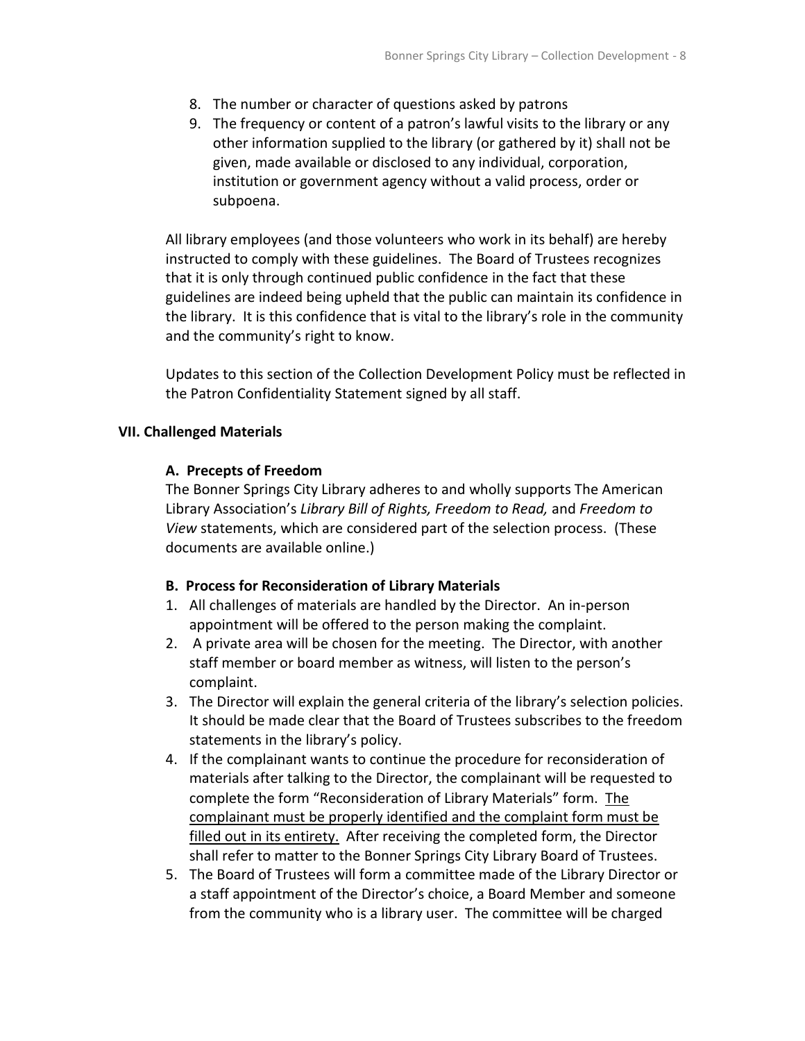8. The number or character of questions asked by patrons
9. The frequency or content of a patron's lawful visits to the library or any other information supplied to the library (or gathered by it) shall not be given, made available or disclosed to any individual, corporation, institution or government agency without a valid process, order or subpoena.

All library employees (and those volunteers who work in its behalf) are hereby instructed to comply with these guidelines. The Board of Trustees recognizes that it is only through continued public confidence in the fact that these guidelines are indeed being upheld that the public can maintain its confidence in the library. It is this confidence that is vital to the library's role in the community and the community's right to know.

Updates to this section of the Collection Development Policy must be reflected in the Patron Confidentiality Statement signed by all staff.

## VII. Challenged Materials

### A. Precepts of Freedom

The Bonner Springs City Library adheres to and wholly supports The American Library Association's *Library Bill of Rights, Freedom to Read,* and *Freedom to View* statements, which are considered part of the selection process. (These documents are available online.)

### B. Process for Reconsideration of Library Materials

1. All challenges of materials are handled by the Director. An in-person appointment will be offered to the person making the complaint.
2. A private area will be chosen for the meeting. The Director, with another staff member or board member as witness, will listen to the person's complaint.
3. The Director will explain the general criteria of the library's selection policies. It should be made clear that the Board of Trustees subscribes to the freedom statements in the library's policy.
4. If the complainant wants to continue the procedure for reconsideration of materials after talking to the Director, the complainant will be requested to complete the form "Reconsideration of Library Materials" form. <u>The complainant must be properly identified and the complaint form must be filled out in its entirety.</u> After receiving the completed form, the Director shall refer to matter to the Bonner Springs City Library Board of Trustees.
5. The Board of Trustees will form a committee made of the Library Director or a staff appointment of the Director's choice, a Board Member and someone from the community who is a library user. The committee will be charged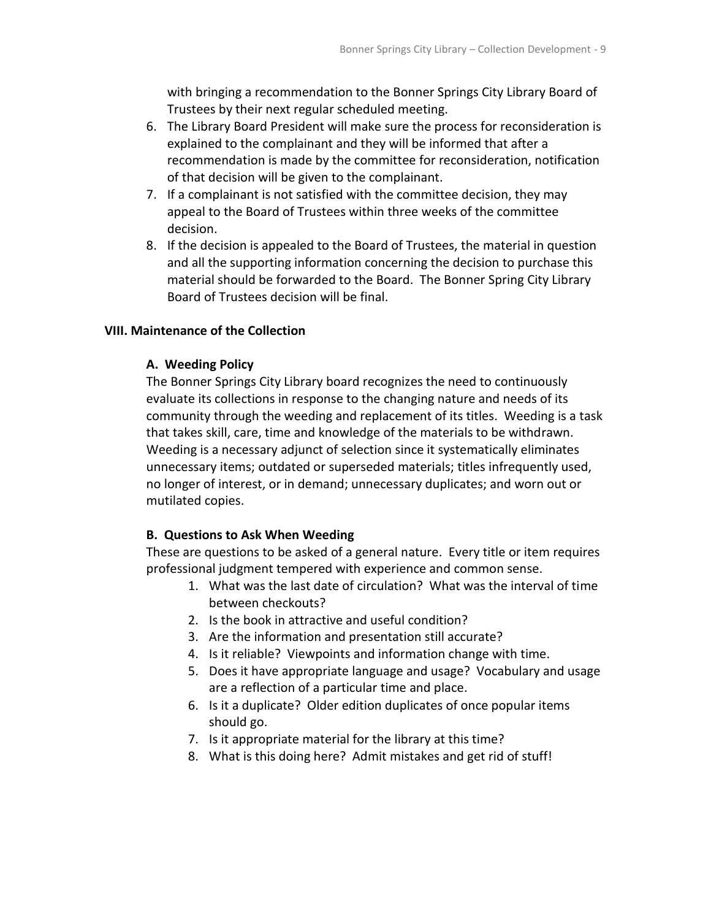with bringing a recommendation to the Bonner Springs City Library Board of Trustees by their next regular scheduled meeting.

6. The Library Board President will make sure the process for reconsideration is explained to the complainant and they will be informed that after a recommendation is made by the committee for reconsideration, notification of that decision will be given to the complainant.
7. If a complainant is not satisfied with the committee decision, they may appeal to the Board of Trustees within three weeks of the committee decision.
8. If the decision is appealed to the Board of Trustees, the material in question and all the supporting information concerning the decision to purchase this material should be forwarded to the Board. The Bonner Spring City Library Board of Trustees decision will be final.

## VIII. Maintenance of the Collection

### A. Weeding Policy

The Bonner Springs City Library board recognizes the need to continuously evaluate its collections in response to the changing nature and needs of its community through the weeding and replacement of its titles. Weeding is a task that takes skill, care, time and knowledge of the materials to be withdrawn. Weeding is a necessary adjunct of selection since it systematically eliminates unnecessary items; outdated or superseded materials; titles infrequently used, no longer of interest, or in demand; unnecessary duplicates; and worn out or mutilated copies.

### B. Questions to Ask When Weeding

These are questions to be asked of a general nature. Every title or item requires professional judgment tempered with experience and common sense.

1. What was the last date of circulation? What was the interval of time between checkouts?
2. Is the book in attractive and useful condition?
3. Are the information and presentation still accurate?
4. Is it reliable? Viewpoints and information change with time.
5. Does it have appropriate language and usage? Vocabulary and usage are a reflection of a particular time and place.
6. Is it a duplicate? Older edition duplicates of once popular items should go.
7. Is it appropriate material for the library at this time?
8. What is this doing here? Admit mistakes and get rid of stuff!